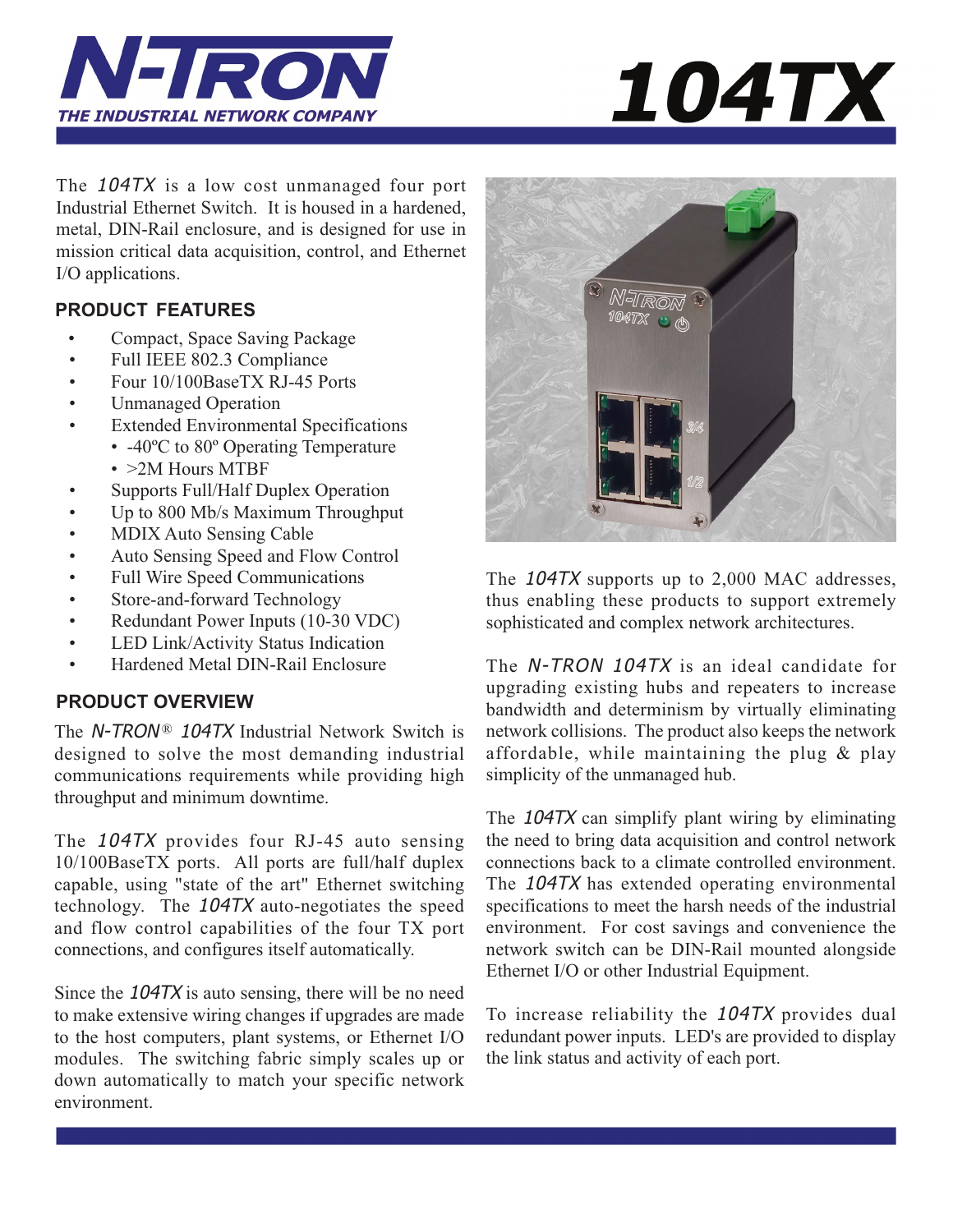# N-TRON

THE INDUSTRIAL NETWORK COMPANY

# 104TX

The *104TX* is a low cost unmanaged four port Industrial Ethernet Switch. It is housed in a hardened, metal, DIN-Rail enclosure, and is designed for use in mission critical data acquisition, control, and Ethernet I/O applications.

## PRODUCT FEATURES

- Compact, Space Saving Package
- Full IEEE 802.3 Compliance
- Four 10/100BaseTX RJ-45 Ports
- Unmanaged Operation
- Extended Environmental Specifications
  - -40ºC to 80º Operating Temperature
  - >2M Hours MTBF
- Supports Full/Half Duplex Operation
- Up to 800 Mb/s Maximum Throughput
- MDIX Auto Sensing Cable
- Auto Sensing Speed and Flow Control
- Full Wire Speed Communications
- Store-and-forward Technology
- Redundant Power Inputs (10-30 VDC)
- LED Link/Activity Status Indication
- Hardened Metal DIN-Rail Enclosure

## PRODUCT OVERVIEW

The *N-TRON*® *104TX* Industrial Network Switch is designed to solve the most demanding industrial communications requirements while providing high throughput and minimum downtime.

The *104TX* provides four RJ-45 auto sensing 10/100BaseTX ports. All ports are full/half duplex capable, using "state of the art" Ethernet switching technology. The *104TX* auto-negotiates the speed and flow control capabilities of the four TX port connections, and configures itself automatically.

Since the *104TX* is auto sensing, there will be no need to make extensive wiring changes if upgrades are made to the host computers, plant systems, or Ethernet I/O modules. The switching fabric simply scales up or down automatically to match your specific network environment.

The *104TX* supports up to 2,000 MAC addresses, thus enabling these products to support extremely sophisticated and complex network architectures.

The *N-TRON 104TX* is an ideal candidate for upgrading existing hubs and repeaters to increase bandwidth and determinism by virtually eliminating network collisions. The product also keeps the network affordable, while maintaining the plug & play simplicity of the unmanaged hub.

The *104TX* can simplify plant wiring by eliminating the need to bring data acquisition and control network connections back to a climate controlled environment. The *104TX* has extended operating environmental specifications to meet the harsh needs of the industrial environment. For cost savings and convenience the network switch can be DIN-Rail mounted alongside Ethernet I/O or other Industrial Equipment.

To increase reliability the *104TX* provides dual redundant power inputs. LED's are provided to display the link status and activity of each port.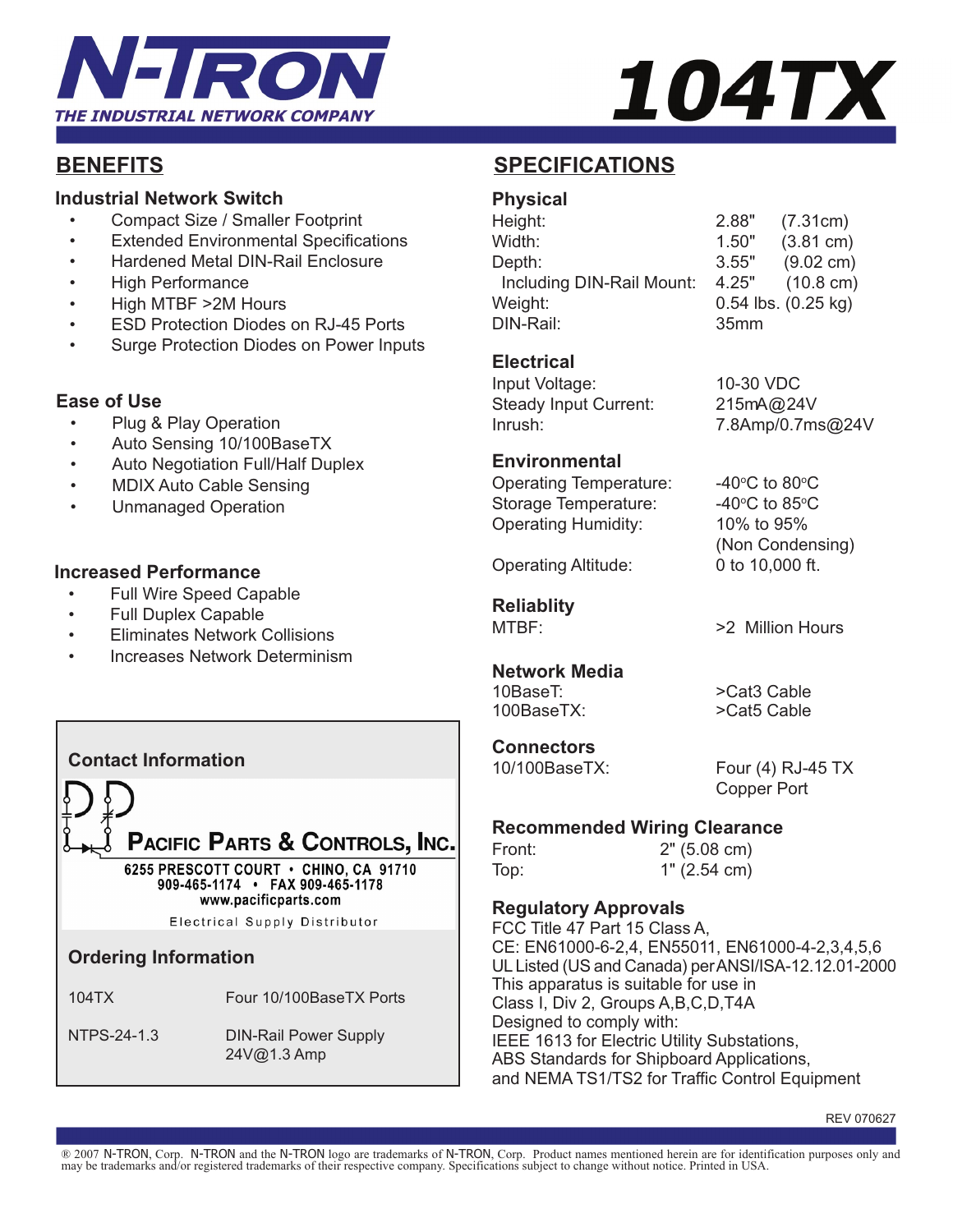# N-TRON

*THE INDUSTRIAL NETWORK COMPANY*

# 104TX

## BENEFITS

### Industrial Network Switch

- Compact Size / Smaller Footprint
- Extended Environmental Specifications
- Hardened Metal DIN-Rail Enclosure
- High Performance
- High MTBF >2M Hours
- ESD Protection Diodes on RJ-45 Ports
- Surge Protection Diodes on Power Inputs

### Ease of Use

- Plug & Play Operation
- Auto Sensing 10/100BaseTX
- Auto Negotiation Full/Half Duplex
- MDIX Auto Cable Sensing
- Unmanaged Operation

### Increased Performance

- Full Wire Speed Capable
- Full Duplex Capable
- Eliminates Network Collisions
- Increases Network Determinism

### Contact Information

**PACIFIC PARTS & CONTROLS, INC.**

6255 PRESCOTT COURT • CHINO, CA 91710
909-465-1174 • FAX 909-465-1178
www.pacificparts.com

Electrical Supply Distributor

### Ordering Information

| | |
|---|---|
| 104TX | Four 10/100BaseTX Ports |
| NTPS-24-1.3 | DIN-Rail Power Supply 24V@1.3 Amp |

## SPECIFICATIONS

### Physical

| | |
|---|---|
| Height: | 2.88" (7.31cm) |
| Width: | 1.50" (3.81 cm) |
| Depth: | 3.55" (9.02 cm) |
| Including DIN-Rail Mount: | 4.25" (10.8 cm) |
| Weight: | 0.54 lbs. (0.25 kg) |
| DIN-Rail: | 35mm |

### Electrical

| | |
|---|---|
| Input Voltage: | 10-30 VDC |
| Steady Input Current: | 215mA@24V |
| Inrush: | 7.8Amp/0.7ms@24V |

### Environmental

| | |
|---|---|
| Operating Temperature: | -40ºC to 80ºC |
| Storage Temperature: | -40ºC to 85ºC |
| Operating Humidity: | 10% to 95% (Non Condensing) |
| Operating Altitude: | 0 to 10,000 ft. |

### Reliablity

| | |
|---|---|
| MTBF: | >2 Million Hours |

### Network Media

| | |
|---|---|
| 10BaseT: | >Cat3 Cable |
| 100BaseTX: | >Cat5 Cable |

### Connectors

| | |
|---|---|
| 10/100BaseTX: | Four (4) RJ-45 TX Copper Port |

### Recommended Wiring Clearance

| | |
|---|---|
| Front: | 2" (5.08 cm) |
| Top: | 1" (2.54 cm) |

### Regulatory Approvals

FCC Title 47 Part 15 Class A,
CE: EN61000-6-2,4, EN55011, EN61000-4-2,3,4,5,6
UL Listed (US and Canada) per ANSI/ISA-12.12.01-2000
This apparatus is suitable for use in
Class I, Div 2, Groups A,B,C,D,T4A
Designed to comply with:
IEEE 1613 for Electric Utility Substations,
ABS Standards for Shipboard Applications,
and NEMA TS1/TS2 for Traffic Control Equipment

REV 070627

® 2007 N-TRON, Corp. N-TRON and the N-TRON logo are trademarks of N-TRON, Corp. Product names mentioned herein are for identification purposes only and may be trademarks and/or registered trademarks of their respective company. Specifications subject to change without notice. Printed in USA.